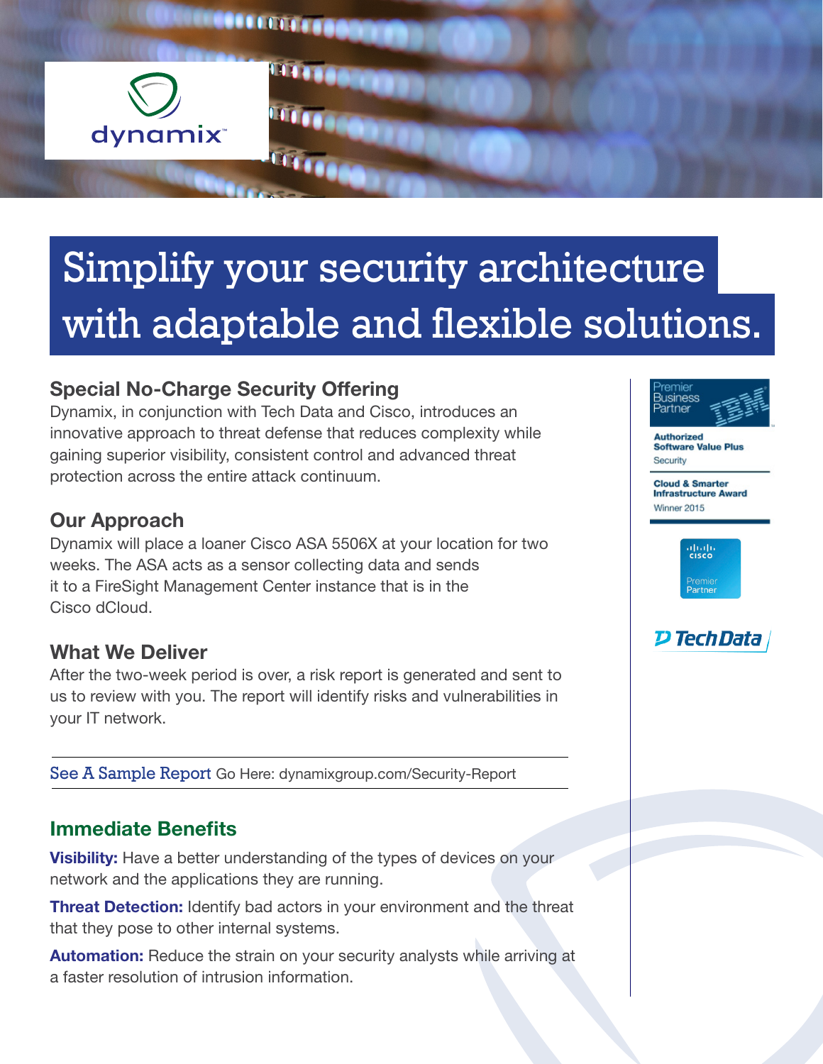dynamix™

# Simplify your security architecture with adaptable and flexible solutions.

## Special No-Charge Security Offering

Dynamix, in conjunction with Tech Data and Cisco, introduces an innovative approach to threat defense that reduces complexity while gaining superior visibility, consistent control and advanced threat protection across the entire attack continuum.

## Our Approach

Dynamix will place a loaner Cisco ASA 5506X at your location for two weeks. The ASA acts as a sensor collecting data and sends it to a FireSight Management Center instance that is in the Cisco dCloud.

## What We Deliver

After the two-week period is over, a risk report is generated and sent to us to review with you. The report will identify risks and vulnerabilities in your IT network.

---

See A Sample Report Go Here: dynamixgroup.com/Security-Report

---

## Immediate Benefits

**Visibility:** Have a better understanding of the types of devices on your network and the applications they are running.

**Threat Detection:** Identify bad actors in your environment and the threat that they pose to other internal systems.

**Automation:** Reduce the strain on your security analysts while arriving at a faster resolution of intrusion information.

---

Premier Business Partner IBM

**Authorized Software Value Plus**
Security

**Cloud & Smarter Infrastructure Award**
Winner 2015

Cisco Premier Partner

Tech Data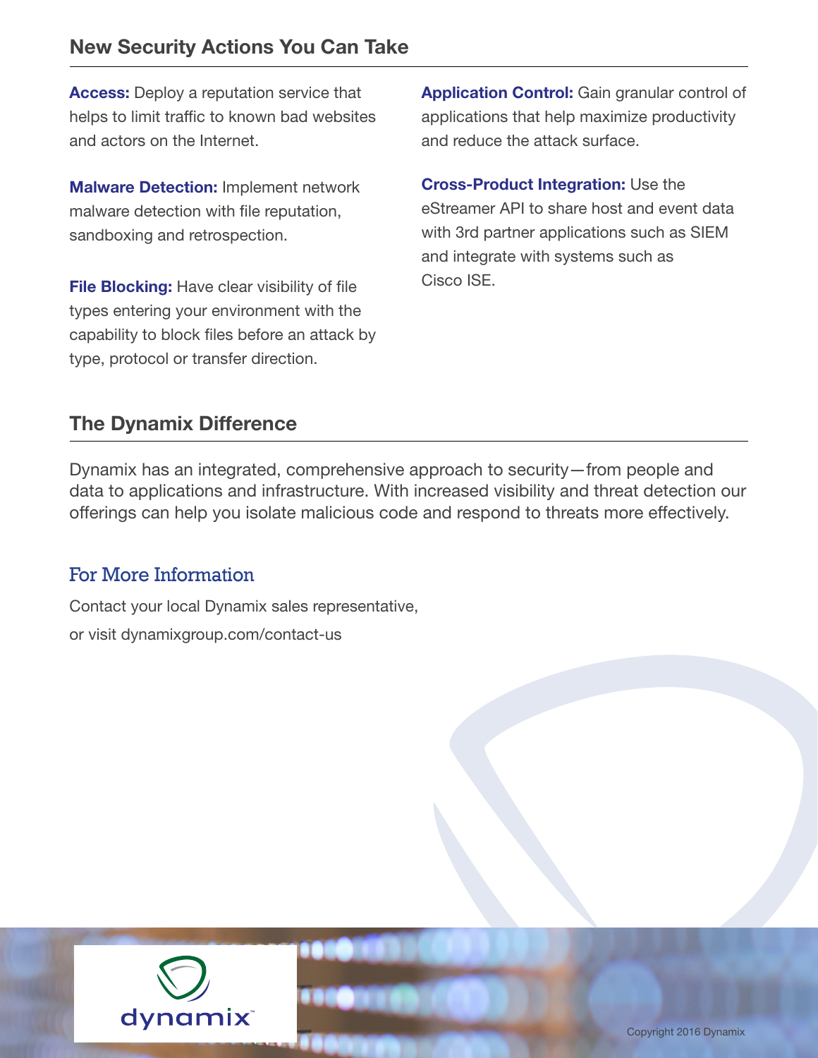## New Security Actions You Can Take

**Access:** Deploy a reputation service that helps to limit traffic to known bad websites and actors on the Internet.

**Malware Detection:** Implement network malware detection with file reputation, sandboxing and retrospection.

**File Blocking:** Have clear visibility of file types entering your environment with the capability to block files before an attack by type, protocol or transfer direction.

**Application Control:** Gain granular control of applications that help maximize productivity and reduce the attack surface.

**Cross-Product Integration:** Use the eStreamer API to share host and event data with 3rd partner applications such as SIEM and integrate with systems such as Cisco ISE.

## The Dynamix Difference

Dynamix has an integrated, comprehensive approach to security—from people and data to applications and infrastructure. With increased visibility and threat detection our offerings can help you isolate malicious code and respond to threats more effectively.

## For More Information

Contact your local Dynamix sales representative,

or visit dynamixgroup.com/contact-us

dynamix™

Copyright 2016 Dynamix